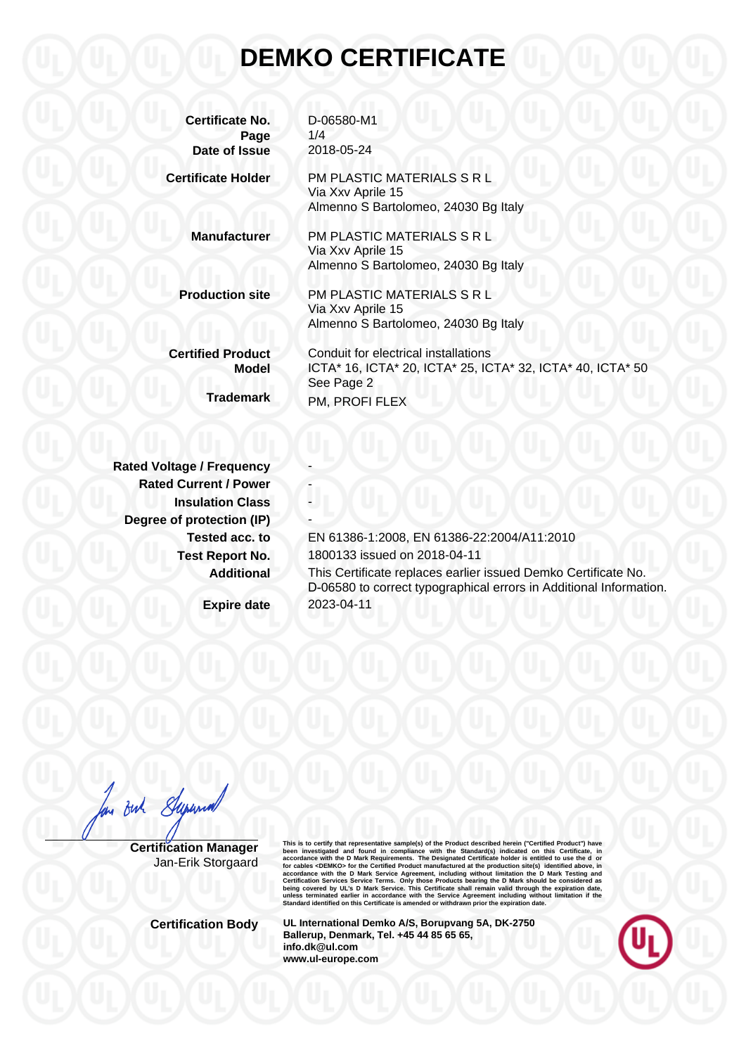# DEMKO CERTIFICATE

| | |
|---|---|
| **Certificate No.** | D-06580-M1 |
| **Page** | 1/4 |
| **Date of Issue** | 2018-05-24 |
| **Certificate Holder** | PM PLASTIC MATERIALS S R L<br>Via Xxv Aprile 15<br>Almenno S Bartolomeo, 24030 Bg Italy |
| **Manufacturer** | PM PLASTIC MATERIALS S R L<br>Via Xxv Aprile 15<br>Almenno S Bartolomeo, 24030 Bg Italy |
| **Production site** | PM PLASTIC MATERIALS S R L<br>Via Xxv Aprile 15<br>Almenno S Bartolomeo, 24030 Bg Italy |
| **Certified Product** | Conduit for electrical installations |
| **Model** | ICTA* 16, ICTA* 20, ICTA* 25, ICTA* 32, ICTA* 40, ICTA* 50<br>See Page 2 |
| **Trademark** | PM, PROFI FLEX |
| **Rated Voltage / Frequency** | - |
| **Rated Current / Power** | - |
| **Insulation Class** | - |
| **Degree of protection (IP)** | - |
| **Tested acc. to** | EN 61386-1:2008, EN 61386-22:2004/A11:2010 |
| **Test Report No.** | 1800133 issued on 2018-04-11 |
| **Additional** | This Certificate replaces earlier issued Demko Certificate No. D-06580 to correct typographical errors in Additional Information. |
| **Expire date** | 2023-04-11 |

**Certification Manager**
Jan-Erik Storgaard

This is to certify that representative sample(s) of the Product described herein ("Certified Product") have been investigated and found in compliance with the Standard(s) indicated on this Certificate, in accordance with the D Mark Requirements. The Designated Certificate holder is entitled to use the d or for cables <DEMKO> for the Certified Product manufactured at the production site(s) identified above, in accordance with the D Mark Service Agreement, including without limitation the D Mark Testing and Certification Services Service Terms. Only those Products bearing the D Mark should be considered as being covered by UL's D Mark Service. This Certificate shall remain valid through the expiration date, unless terminated earlier in accordance with the Service Agreement including without limitation if the Standard identified on this Certificate is amended or withdrawn prior the expiration date.

**Certification Body**

**UL International Demko A/S, Borupvang 5A, DK-2750 Ballerup, Denmark, Tel. +45 44 85 65 65, info.dk@ul.com www.ul-europe.com**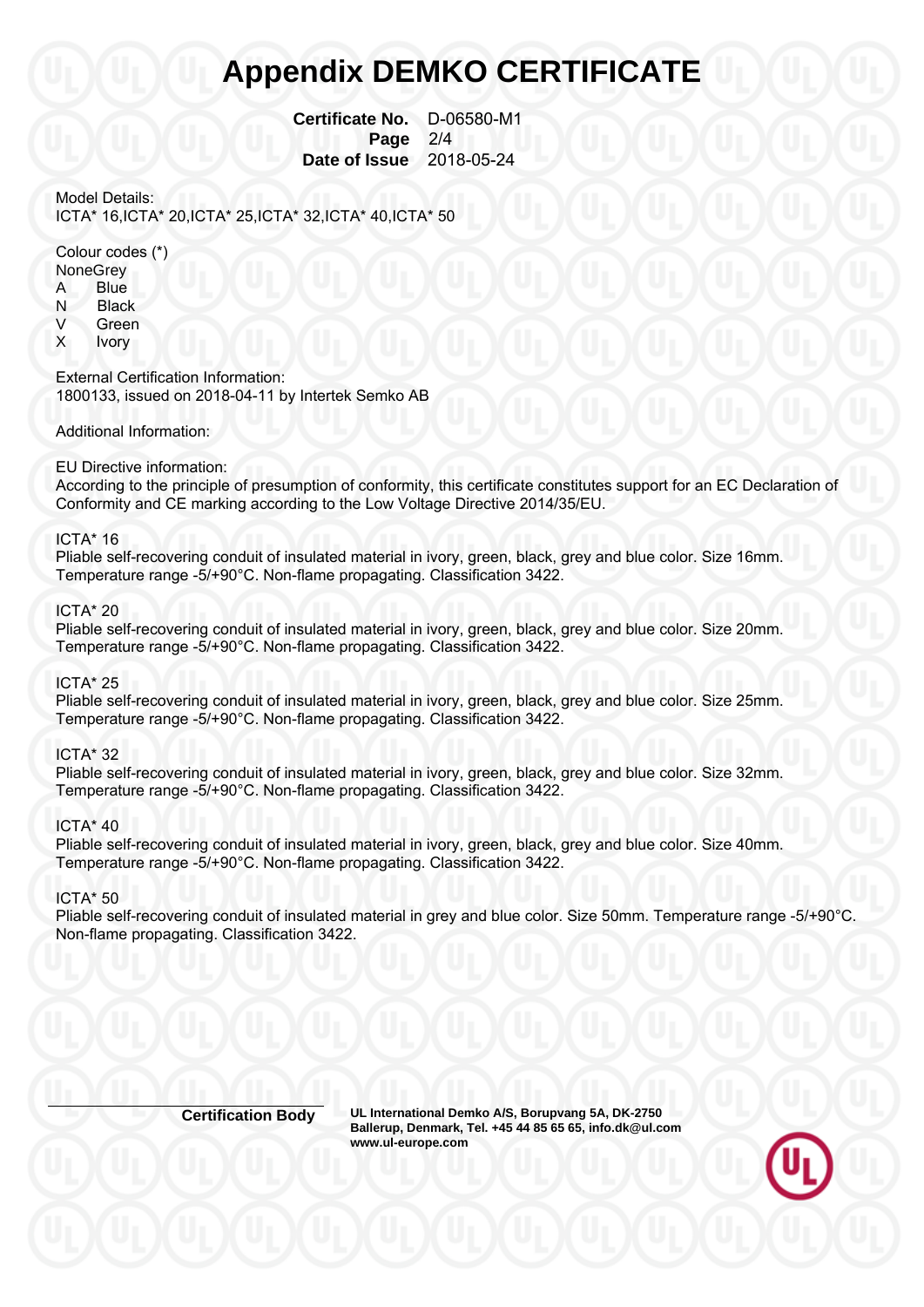# Appendix DEMKO CERTIFICATE

**Certificate No.** D-06580-M1
**Page** 2/4
**Date of Issue** 2018-05-24

Model Details:
ICTA* 16,ICTA* 20,ICTA* 25,ICTA* 32,ICTA* 40,ICTA* 50

Colour codes (*)
NoneGrey
A Blue
N Black
V Green
X Ivory

External Certification Information:
1800133, issued on 2018-04-11 by Intertek Semko AB

Additional Information:

EU Directive information:
According to the principle of presumption of conformity, this certificate constitutes support for an EC Declaration of Conformity and CE marking according to the Low Voltage Directive 2014/35/EU.

ICTA* 16
Pliable self-recovering conduit of insulated material in ivory, green, black, grey and blue color. Size 16mm. Temperature range -5/+90°C. Non-flame propagating. Classification 3422.

ICTA* 20
Pliable self-recovering conduit of insulated material in ivory, green, black, grey and blue color. Size 20mm. Temperature range -5/+90°C. Non-flame propagating. Classification 3422.

ICTA* 25
Pliable self-recovering conduit of insulated material in ivory, green, black, grey and blue color. Size 25mm. Temperature range -5/+90°C. Non-flame propagating. Classification 3422.

ICTA* 32
Pliable self-recovering conduit of insulated material in ivory, green, black, grey and blue color. Size 32mm. Temperature range -5/+90°C. Non-flame propagating. Classification 3422.

ICTA* 40
Pliable self-recovering conduit of insulated material in ivory, green, black, grey and blue color. Size 40mm. Temperature range -5/+90°C. Non-flame propagating. Classification 3422.

ICTA* 50
Pliable self-recovering conduit of insulated material in grey and blue color. Size 50mm. Temperature range -5/+90°C. Non-flame propagating. Classification 3422.

**Certification Body** **UL International Demko A/S, Borupvang 5A, DK-2750 Ballerup, Denmark, Tel. +45 44 85 65 65, info.dk@ul.com www.ul-europe.com**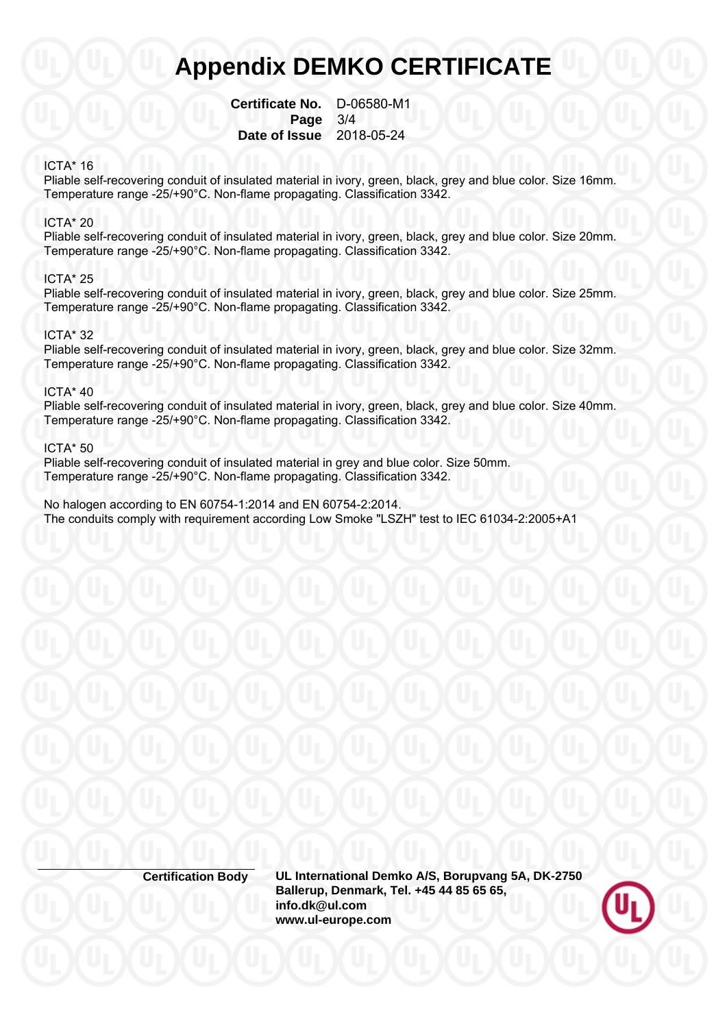# Appendix DEMKO CERTIFICATE

**Certificate No.** D-06580-M1
**Page** 3/4
**Date of Issue** 2018-05-24

ICTA* 16
Pliable self-recovering conduit of insulated material in ivory, green, black, grey and blue color. Size 16mm.
Temperature range -25/+90°C. Non-flame propagating. Classification 3342.

ICTA* 20
Pliable self-recovering conduit of insulated material in ivory, green, black, grey and blue color. Size 20mm.
Temperature range -25/+90°C. Non-flame propagating. Classification 3342.

ICTA* 25
Pliable self-recovering conduit of insulated material in ivory, green, black, grey and blue color. Size 25mm.
Temperature range -25/+90°C. Non-flame propagating. Classification 3342.

ICTA* 32
Pliable self-recovering conduit of insulated material in ivory, green, black, grey and blue color. Size 32mm.
Temperature range -25/+90°C. Non-flame propagating. Classification 3342.

ICTA* 40
Pliable self-recovering conduit of insulated material in ivory, green, black, grey and blue color. Size 40mm.
Temperature range -25/+90°C. Non-flame propagating. Classification 3342.

ICTA* 50
Pliable self-recovering conduit of insulated material in grey and blue color. Size 50mm.
Temperature range -25/+90°C. Non-flame propagating. Classification 3342.

No halogen according to EN 60754-1:2014 and EN 60754-2:2014.
The conduits comply with requirement according Low Smoke "LSZH" test to IEC 61034-2:2005+A1

**Certification Body** **UL International Demko A/S, Borupvang 5A, DK-2750 Ballerup, Denmark, Tel. +45 44 85 65 65, info.dk@ul.com www.ul-europe.com**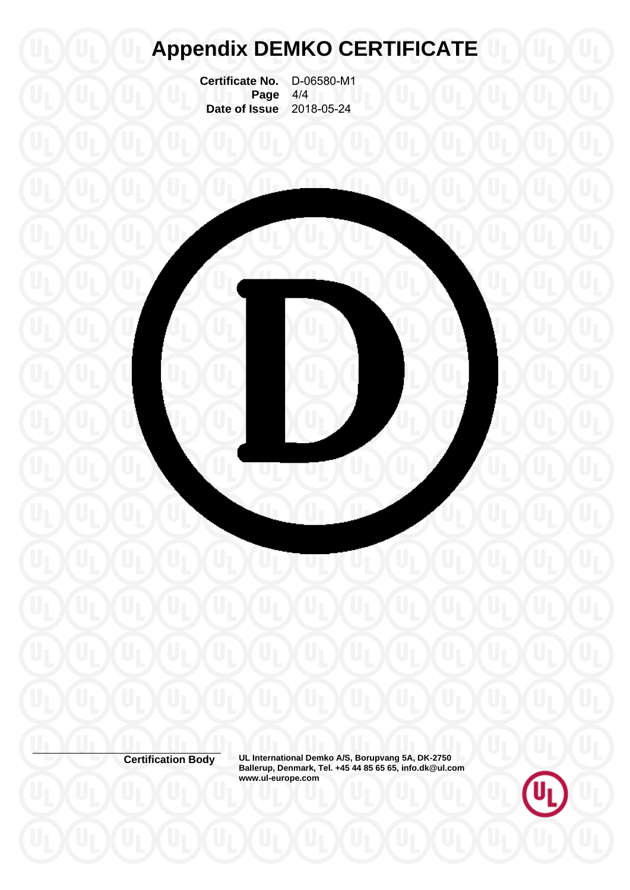# Appendix DEMKO CERTIFICATE

**Certificate No.** D-06580-M1
**Page** 4/4
**Date of Issue** 2018-05-24

**Certification Body** **UL International Demko A/S, Borupvang 5A, DK-2750 Ballerup, Denmark, Tel. +45 44 85 65 65, info.dk@ul.com www.ul-europe.com**